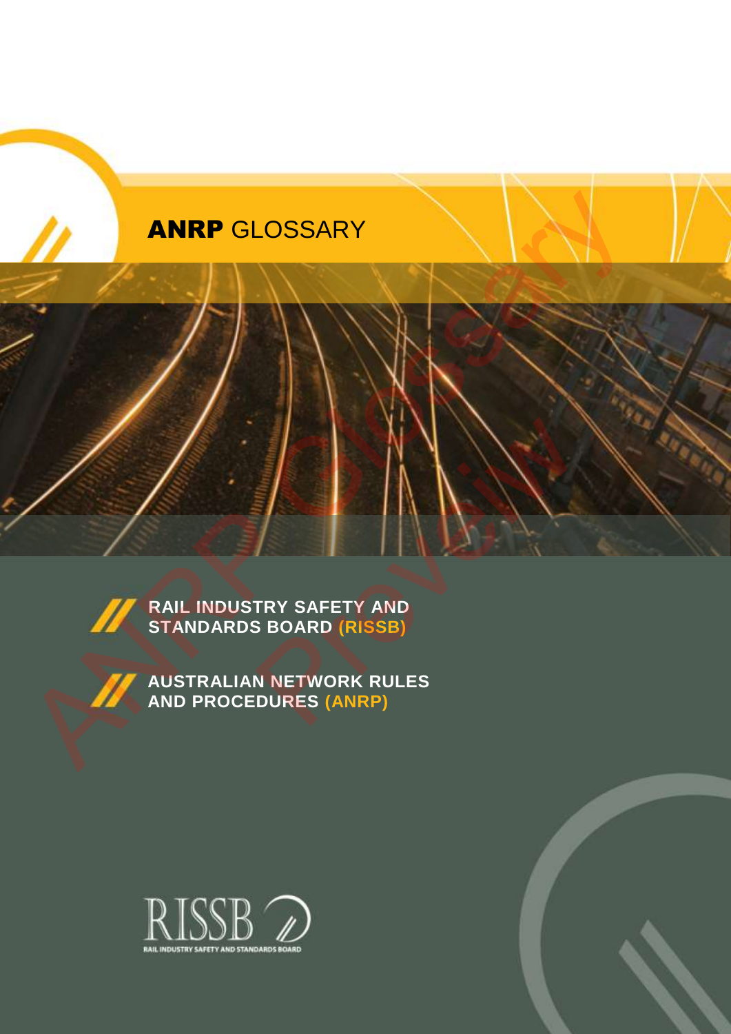# **ANRP** GLOSSARY

**RAIL INDUSTRY SAFETY AND STANDARDS BOARD (RISSB)**

**AUSTRALIAN NETWORK RULES AND PROCEDURES (ANRP)**

RISSB

RAIL INDUSTRY SAFETY AND STANDARDS BOARD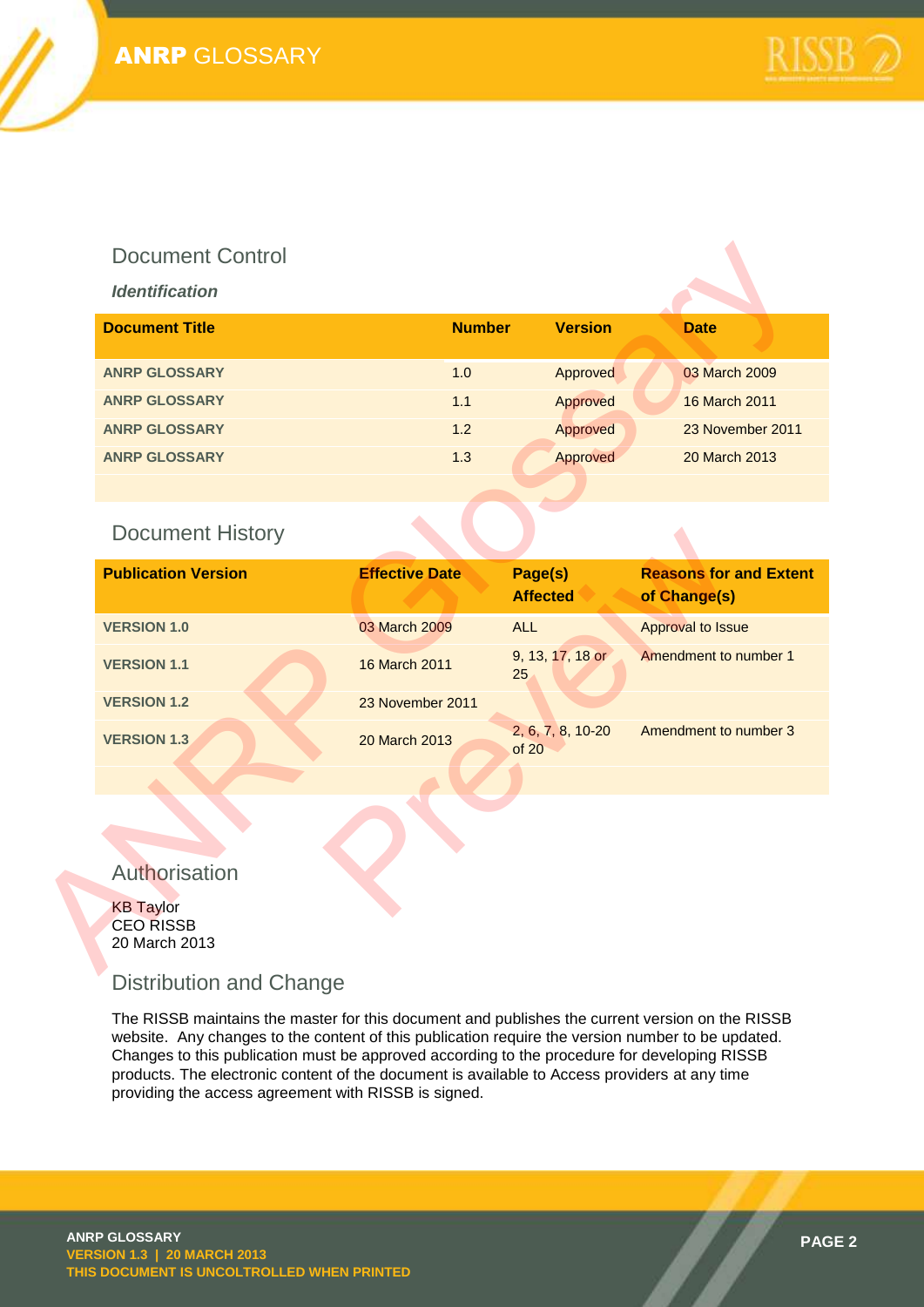# Document Control

### *Identification*

| Document Title | Number | Version | Date |
|---|---|---|---|
| ANRP GLOSSARY | 1.0 | Approved | 03 March 2009 |
| ANRP GLOSSARY | 1.1 | Approved | 16 March 2011 |
| ANRP GLOSSARY | 1.2 | Approved | 23 November 2011 |
| ANRP GLOSSARY | 1.3 | Approved | 20 March 2013 |

# Document History

| Publication Version | Effective Date | Page(s) Affected | Reasons for and Extent of Change(s) |
|---|---|---|---|
| VERSION 1.0 | 03 March 2009 | ALL | Approval to Issue |
| VERSION 1.1 | 16 March 2011 | 9, 13, 17, 18 or 25 | Amendment to number 1 |
| VERSION 1.2 | 23 November 2011 | | |
| VERSION 1.3 | 20 March 2013 | 2, 6, 7, 8, 10-20 of 20 | Amendment to number 3 |

# Authorisation

KB Taylor
CEO RISSB
20 March 2013

# Distribution and Change

The RISSB maintains the master for this document and publishes the current version on the RISSB website. Any changes to the content of this publication require the version number to be updated. Changes to this publication must be approved according to the procedure for developing RISSB products. The electronic content of the document is available to Access providers at any time providing the access agreement with RISSB is signed.